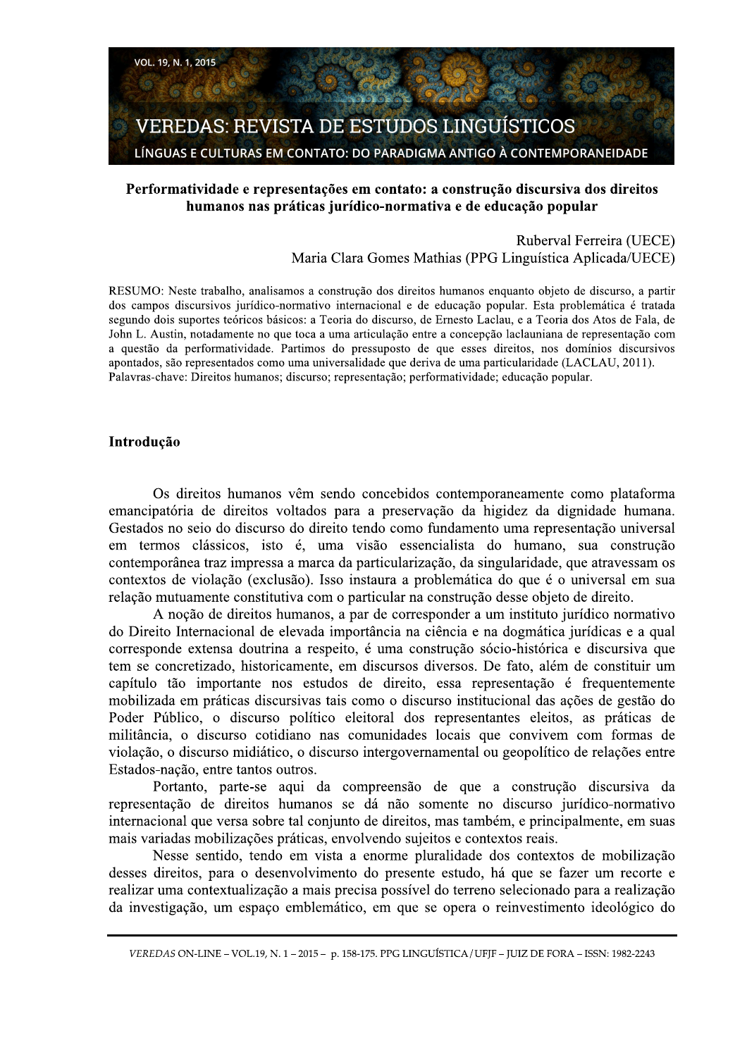# Performatividade e representações em contato: a construção discursiva dos direitos humanos nas práticas jurídico-normativa e de educação popular

Ruberval Ferreira (UECE)
Maria Clara Gomes Mathias (PPG Linguística Aplicada/UECE)

RESUMO: Neste trabalho, analisamos a construção dos direitos humanos enquanto objeto de discurso, a partir dos campos discursivos jurídico-normativo internacional e de educação popular. Esta problemática é tratada segundo dois suportes teóricos básicos: a Teoria do discurso, de Ernesto Laclau, e a Teoria dos Atos de Fala, de John L. Austin, notadamente no que toca a uma articulação entre a concepção laclauniana de representação com a questão da performatividade. Partimos do pressuposto de que esses direitos, nos domínios discursivos apontados, são representados como uma universalidade que deriva de uma particularidade (LACLAU, 2011).
Palavras-chave: Direitos humanos; discurso; representação; performatividade; educação popular.

## Introdução

Os direitos humanos vêm sendo concebidos contemporaneamente como plataforma emancipatória de direitos voltados para a preservação da higidez da dignidade humana. Gestados no seio do discurso do direito tendo como fundamento uma representação universal em termos clássicos, isto é, uma visão essencialista do humano, sua construção contemporânea traz impressa a marca da particularização, da singularidade, que atravessam os contextos de violação (exclusão). Isso instaura a problemática do que é o universal em sua relação mutuamente constitutiva com o particular na construção desse objeto de direito.

A noção de direitos humanos, a par de corresponder a um instituto jurídico normativo do Direito Internacional de elevada importância na ciência e na dogmática jurídicas e a qual corresponde extensa doutrina a respeito, é uma construção sócio-histórica e discursiva que tem se concretizado, historicamente, em discursos diversos. De fato, além de constituir um capítulo tão importante nos estudos de direito, essa representação é frequentemente mobilizada em práticas discursivas tais como o discurso institucional das ações de gestão do Poder Público, o discurso político eleitoral dos representantes eleitos, as práticas de militância, o discurso cotidiano nas comunidades locais que convivem com formas de violação, o discurso midiático, o discurso intergovernamental ou geopolítico de relações entre Estados-nação, entre tantos outros.

Portanto, parte-se aqui da compreensão de que a construção discursiva da representação de direitos humanos se dá não somente no discurso jurídico-normativo internacional que versa sobre tal conjunto de direitos, mas também, e principalmente, em suas mais variadas mobilizações práticas, envolvendo sujeitos e contextos reais.

Nesse sentido, tendo em vista a enorme pluralidade dos contextos de mobilização desses direitos, para o desenvolvimento do presente estudo, há que se fazer um recorte e realizar uma contextualização a mais precisa possível do terreno selecionado para a realização da investigação, um espaço emblemático, em que se opera o reinvestimento ideológico do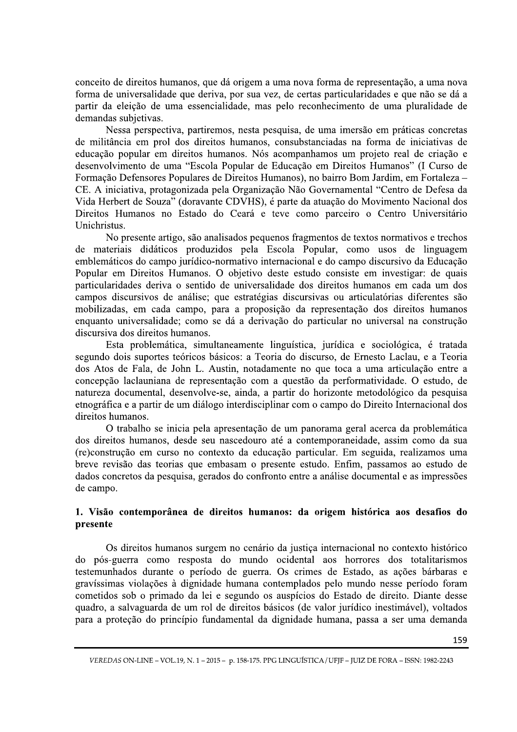conceito de direitos humanos, que dá origem a uma nova forma de representação, a uma nova forma de universalidade que deriva, por sua vez, de certas particularidades e que não se dá a partir da eleição de uma essencialidade, mas pelo reconhecimento de uma pluralidade de demandas subjetivas.

Nessa perspectiva, partiremos, nesta pesquisa, de uma imersão em práticas concretas de militância em prol dos direitos humanos, consubstanciadas na forma de iniciativas de educação popular em direitos humanos. Nós acompanhamos um projeto real de criação e desenvolvimento de uma "Escola Popular de Educação em Direitos Humanos" (I Curso de Formação Defensores Populares de Direitos Humanos), no bairro Bom Jardim, em Fortaleza – CE. A iniciativa, protagonizada pela Organização Não Governamental "Centro de Defesa da Vida Herbert de Souza" (doravante CDVHS), é parte da atuação do Movimento Nacional dos Direitos Humanos no Estado do Ceará e teve como parceiro o Centro Universitário Unichristus.

No presente artigo, são analisados pequenos fragmentos de textos normativos e trechos de materiais didáticos produzidos pela Escola Popular, como usos de linguagem emblemáticos do campo jurídico-normativo internacional e do campo discursivo da Educação Popular em Direitos Humanos. O objetivo deste estudo consiste em investigar: de quais particularidades deriva o sentido de universalidade dos direitos humanos em cada um dos campos discursivos de análise; que estratégias discursivas ou articulatórias diferentes são mobilizadas, em cada campo, para a proposição da representação dos direitos humanos enquanto universalidade; como se dá a derivação do particular no universal na construção discursiva dos direitos humanos.

Esta problemática, simultaneamente linguística, jurídica e sociológica, é tratada segundo dois suportes teóricos básicos: a Teoria do discurso, de Ernesto Laclau, e a Teoria dos Atos de Fala, de John L. Austin, notadamente no que toca a uma articulação entre a concepção laclauniana de representação com a questão da performatividade. O estudo, de natureza documental, desenvolve-se, ainda, a partir do horizonte metodológico da pesquisa etnográfica e a partir de um diálogo interdisciplinar com o campo do Direito Internacional dos direitos humanos.

O trabalho se inicia pela apresentação de um panorama geral acerca da problemática dos direitos humanos, desde seu nascedouro até a contemporaneidade, assim como da sua (re)construção em curso no contexto da educação particular. Em seguida, realizamos uma breve revisão das teorias que embasam o presente estudo. Enfim, passamos ao estudo de dados concretos da pesquisa, gerados do confronto entre a análise documental e as impressões de campo.

## 1. Visão contemporânea de direitos humanos: da origem histórica aos desafios do presente

Os direitos humanos surgem no cenário da justiça internacional no contexto histórico do pós-guerra como resposta do mundo ocidental aos horrores dos totalitarismos testemunhados durante o período de guerra. Os crimes de Estado, as ações bárbaras e gravíssimas violações à dignidade humana contemplados pelo mundo nesse período foram cometidos sob o primado da lei e segundo os auspícios do Estado de direito. Diante desse quadro, a salvaguarda de um rol de direitos básicos (de valor jurídico inestimável), voltados para a proteção do princípio fundamental da dignidade humana, passa a ser uma demanda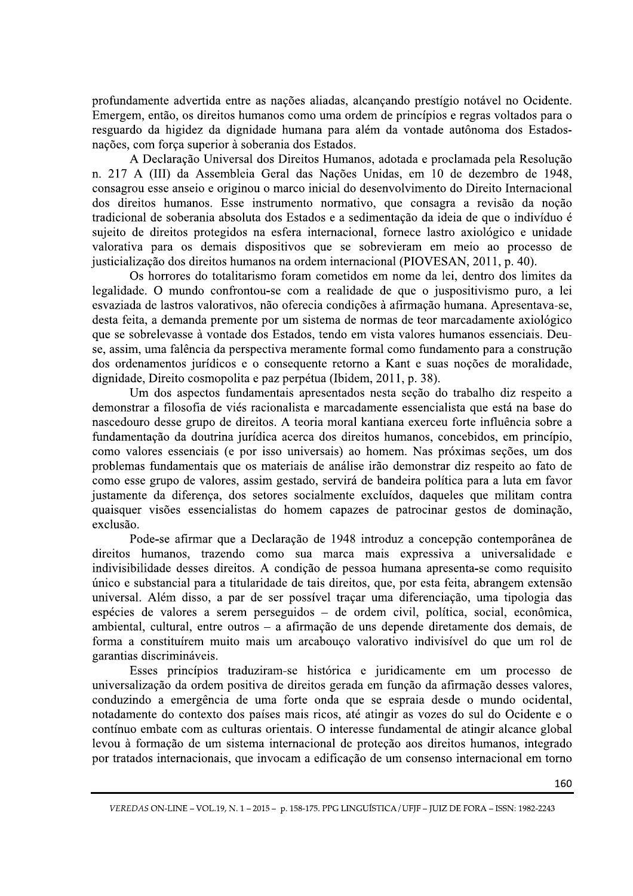profundamente advertida entre as nações aliadas, alcançando prestígio notável no Ocidente. Emergem, então, os direitos humanos como uma ordem de princípios e regras voltados para o resguardo da higidez da dignidade humana para além da vontade autônoma dos Estados-nações, com força superior à soberania dos Estados.

A Declaração Universal dos Direitos Humanos, adotada e proclamada pela Resolução n. 217 A (III) da Assembleia Geral das Nações Unidas, em 10 de dezembro de 1948, consagrou esse anseio e originou o marco inicial do desenvolvimento do Direito Internacional dos direitos humanos. Esse instrumento normativo, que consagra a revisão da noção tradicional de soberania absoluta dos Estados e a sedimentação da ideia de que o indivíduo é sujeito de direitos protegidos na esfera internacional, fornece lastro axiológico e unidade valorativa para os demais dispositivos que se sobrevieram em meio ao processo de justicialização dos direitos humanos na ordem internacional (PIOVESAN, 2011, p. 40).

Os horrores do totalitarismo foram cometidos em nome da lei, dentro dos limites da legalidade. O mundo confrontou-se com a realidade de que o juspositivismo puro, a lei esvaziada de lastros valorativos, não oferecia condições à afirmação humana. Apresentava-se, desta feita, a demanda premente por um sistema de normas de teor marcadamente axiológico que se sobrelevasse à vontade dos Estados, tendo em vista valores humanos essenciais. Deu-se, assim, uma falência da perspectiva meramente formal como fundamento para a construção dos ordenamentos jurídicos e o consequente retorno a Kant e suas noções de moralidade, dignidade, Direito cosmopolita e paz perpétua (Ibidem, 2011, p. 38).

Um dos aspectos fundamentais apresentados nesta seção do trabalho diz respeito a demonstrar a filosofia de viés racionalista e marcadamente essencialista que está na base do nascedouro desse grupo de direitos. A teoria moral kantiana exerceu forte influência sobre a fundamentação da doutrina jurídica acerca dos direitos humanos, concebidos, em princípio, como valores essenciais (e por isso universais) ao homem. Nas próximas seções, um dos problemas fundamentais que os materiais de análise irão demonstrar diz respeito ao fato de como esse grupo de valores, assim gestado, servirá de bandeira política para a luta em favor justamente da diferença, dos setores socialmente excluídos, daqueles que militam contra quaisquer visões essencialistas do homem capazes de patrocinar gestos de dominação, exclusão.

Pode-se afirmar que a Declaração de 1948 introduz a concepção contemporânea de direitos humanos, trazendo como sua marca mais expressiva a universalidade e indivisibilidade desses direitos. A condição de pessoa humana apresenta-se como requisito único e substancial para a titularidade de tais direitos, que, por esta feita, abrangem extensão universal. Além disso, a par de ser possível traçar uma diferenciação, uma tipologia das espécies de valores a serem perseguidos – de ordem civil, política, social, econômica, ambiental, cultural, entre outros – a afirmação de uns depende diretamente dos demais, de forma a constituírem muito mais um arcabouço valorativo indivisível do que um rol de garantias discrimináveis.

Esses princípios traduziram-se histórica e juridicamente em um processo de universalização da ordem positiva de direitos gerada em função da afirmação desses valores, conduzindo a emergência de uma forte onda que se espraia desde o mundo ocidental, notadamente do contexto dos países mais ricos, até atingir as vozes do sul do Ocidente e o contínuo embate com as culturas orientais. O interesse fundamental de atingir alcance global levou à formação de um sistema internacional de proteção aos direitos humanos, integrado por tratados internacionais, que invocam a edificação de um consenso internacional em torno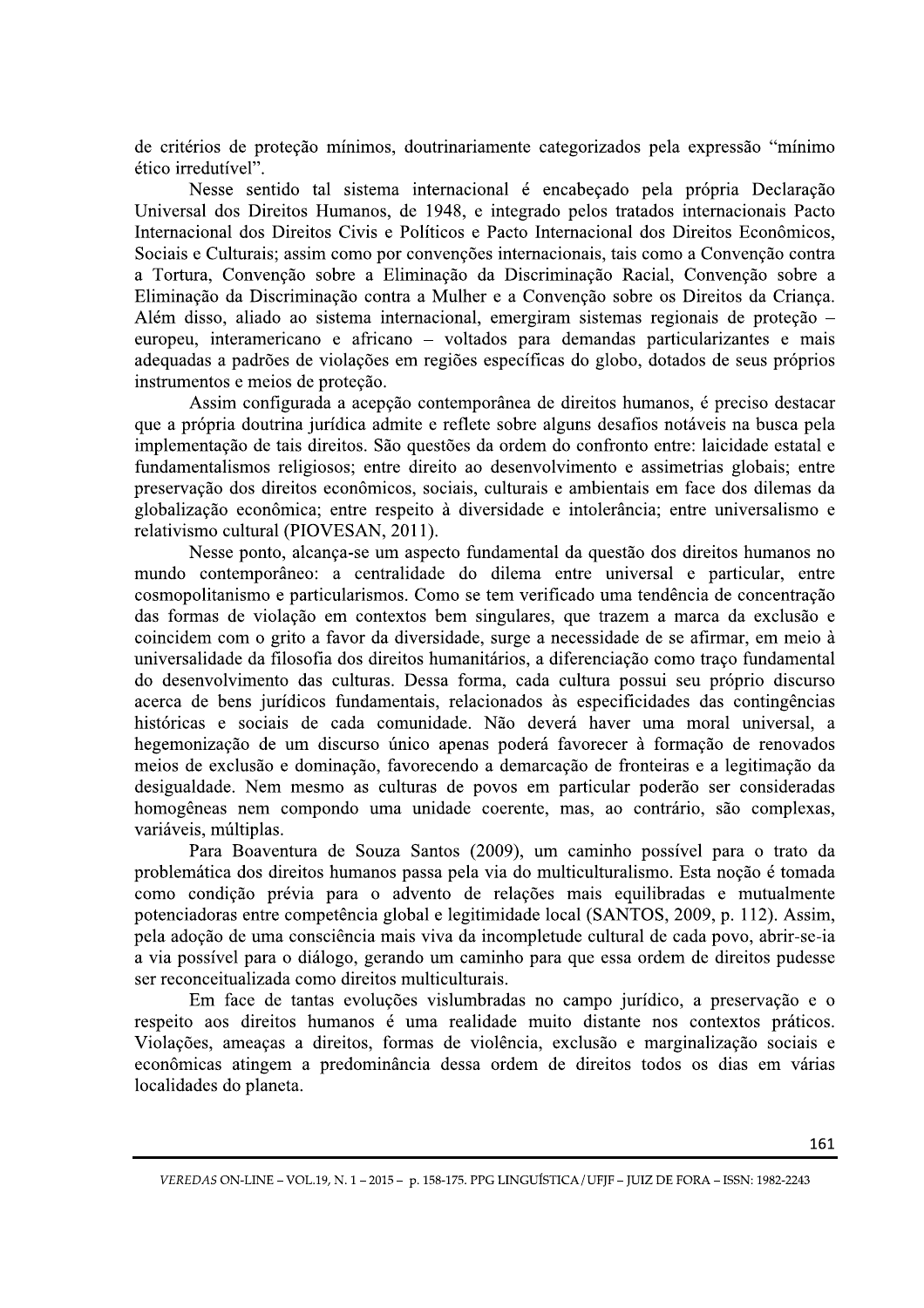de critérios de proteção mínimos, doutrinariamente categorizados pela expressão "mínimo ético irredutível".

Nesse sentido tal sistema internacional é encabeçado pela própria Declaração Universal dos Direitos Humanos, de 1948, e integrado pelos tratados internacionais Pacto Internacional dos Direitos Civis e Políticos e Pacto Internacional dos Direitos Econômicos, Sociais e Culturais; assim como por convenções internacionais, tais como a Convenção contra a Tortura, Convenção sobre a Eliminação da Discriminação Racial, Convenção sobre a Eliminação da Discriminação contra a Mulher e a Convenção sobre os Direitos da Criança. Além disso, aliado ao sistema internacional, emergiram sistemas regionais de proteção – europeu, interamericano e africano – voltados para demandas particularizantes e mais adequadas a padrões de violações em regiões específicas do globo, dotados de seus próprios instrumentos e meios de proteção.

Assim configurada a acepção contemporânea de direitos humanos, é preciso destacar que a própria doutrina jurídica admite e reflete sobre alguns desafios notáveis na busca pela implementação de tais direitos. São questões da ordem do confronto entre: laicidade estatal e fundamentalismos religiosos; entre direito ao desenvolvimento e assimetrias globais; entre preservação dos direitos econômicos, sociais, culturais e ambientais em face dos dilemas da globalização econômica; entre respeito à diversidade e intolerância; entre universalismo e relativismo cultural (PIOVESAN, 2011).

Nesse ponto, alcança-se um aspecto fundamental da questão dos direitos humanos no mundo contemporâneo: a centralidade do dilema entre universal e particular, entre cosmopolitanismo e particularismos. Como se tem verificado uma tendência de concentração das formas de violação em contextos bem singulares, que trazem a marca da exclusão e coincidem com o grito a favor da diversidade, surge a necessidade de se afirmar, em meio à universalidade da filosofia dos direitos humanitários, a diferenciação como traço fundamental do desenvolvimento das culturas. Dessa forma, cada cultura possui seu próprio discurso acerca de bens jurídicos fundamentais, relacionados às especificidades das contingências históricas e sociais de cada comunidade. Não deverá haver uma moral universal, a hegemonização de um discurso único apenas poderá favorecer à formação de renovados meios de exclusão e dominação, favorecendo a demarcação de fronteiras e a legitimação da desigualdade. Nem mesmo as culturas de povos em particular poderão ser consideradas homogêneas nem compondo uma unidade coerente, mas, ao contrário, são complexas, variáveis, múltiplas.

Para Boaventura de Souza Santos (2009), um caminho possível para o trato da problemática dos direitos humanos passa pela via do multiculturalismo. Esta noção é tomada como condição prévia para o advento de relações mais equilibradas e mutualmente potenciadoras entre competência global e legitimidade local (SANTOS, 2009, p. 112). Assim, pela adoção de uma consciência mais viva da incompletude cultural de cada povo, abrir-se-ia a via possível para o diálogo, gerando um caminho para que essa ordem de direitos pudesse ser reconceitualizada como direitos multiculturais.

Em face de tantas evoluções vislumbradas no campo jurídico, a preservação e o respeito aos direitos humanos é uma realidade muito distante nos contextos práticos. Violações, ameaças a direitos, formas de violência, exclusão e marginalização sociais e econômicas atingem a predominância dessa ordem de direitos todos os dias em várias localidades do planeta.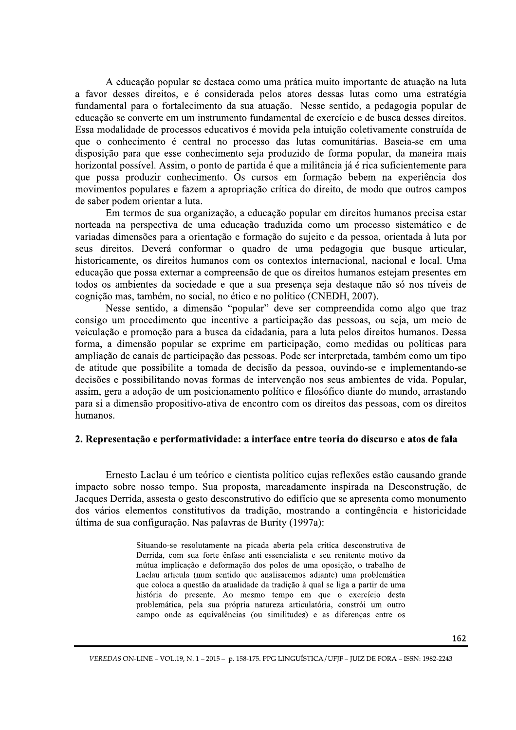A educação popular se destaca como uma prática muito importante de atuação na luta a favor desses direitos, e é considerada pelos atores dessas lutas como uma estratégia fundamental para o fortalecimento da sua atuação. Nesse sentido, a pedagogia popular de educação se converte em um instrumento fundamental de exercício e de busca desses direitos. Essa modalidade de processos educativos é movida pela intuição coletivamente construída de que o conhecimento é central no processo das lutas comunitárias. Baseia-se em uma disposição para que esse conhecimento seja produzido de forma popular, da maneira mais horizontal possível. Assim, o ponto de partida é que a militância já é rica suficientemente para que possa produzir conhecimento. Os cursos em formação bebem na experiência dos movimentos populares e fazem a apropriação crítica do direito, de modo que outros campos de saber podem orientar a luta.

Em termos de sua organização, a educação popular em direitos humanos precisa estar norteada na perspectiva de uma educação traduzida como um processo sistemático e de variadas dimensões para a orientação e formação do sujeito e da pessoa, orientada à luta por seus direitos. Deverá conformar o quadro de uma pedagogia que busque articular, historicamente, os direitos humanos com os contextos internacional, nacional e local. Uma educação que possa externar a compreensão de que os direitos humanos estejam presentes em todos os ambientes da sociedade e que a sua presença seja destaque não só nos níveis de cognição mas, também, no social, no ético e no político (CNEDH, 2007).

Nesse sentido, a dimensão "popular" deve ser compreendida como algo que traz consigo um procedimento que incentive a participação das pessoas, ou seja, um meio de veiculação e promoção para a busca da cidadania, para a luta pelos direitos humanos. Dessa forma, a dimensão popular se exprime em participação, como medidas ou políticas para ampliação de canais de participação das pessoas. Pode ser interpretada, também como um tipo de atitude que possibilite a tomada de decisão da pessoa, ouvindo-se e implementando-se decisões e possibilitando novas formas de intervenção nos seus ambientes de vida. Popular, assim, gera a adoção de um posicionamento político e filosófico diante do mundo, arrastando para si a dimensão propositivo-ativa de encontro com os direitos das pessoas, com os direitos humanos.

## 2. Representação e performatividade: a interface entre teoria do discurso e atos de fala

Ernesto Laclau é um teórico e cientista político cujas reflexões estão causando grande impacto sobre nosso tempo. Sua proposta, marcadamente inspirada na Desconstrução, de Jacques Derrida, assesta o gesto desconstrutivo do edifício que se apresenta como monumento dos vários elementos constitutivos da tradição, mostrando a contingência e historicidade última de sua configuração. Nas palavras de Burity (1997a):

> Situando-se resolutamente na picada aberta pela crítica desconstrutiva de Derrida, com sua forte ênfase anti-essencialista e seu renitente motivo da mútua implicação e deformação dos polos de uma oposição, o trabalho de Laclau articula (num sentido que analisaremos adiante) uma problemática que coloca a questão da atualidade da tradição à qual se liga a partir de uma história do presente. Ao mesmo tempo em que o exercício desta problemática, pela sua própria natureza articulatória, constrói um outro campo onde as equivalências (ou similitudes) e as diferenças entre os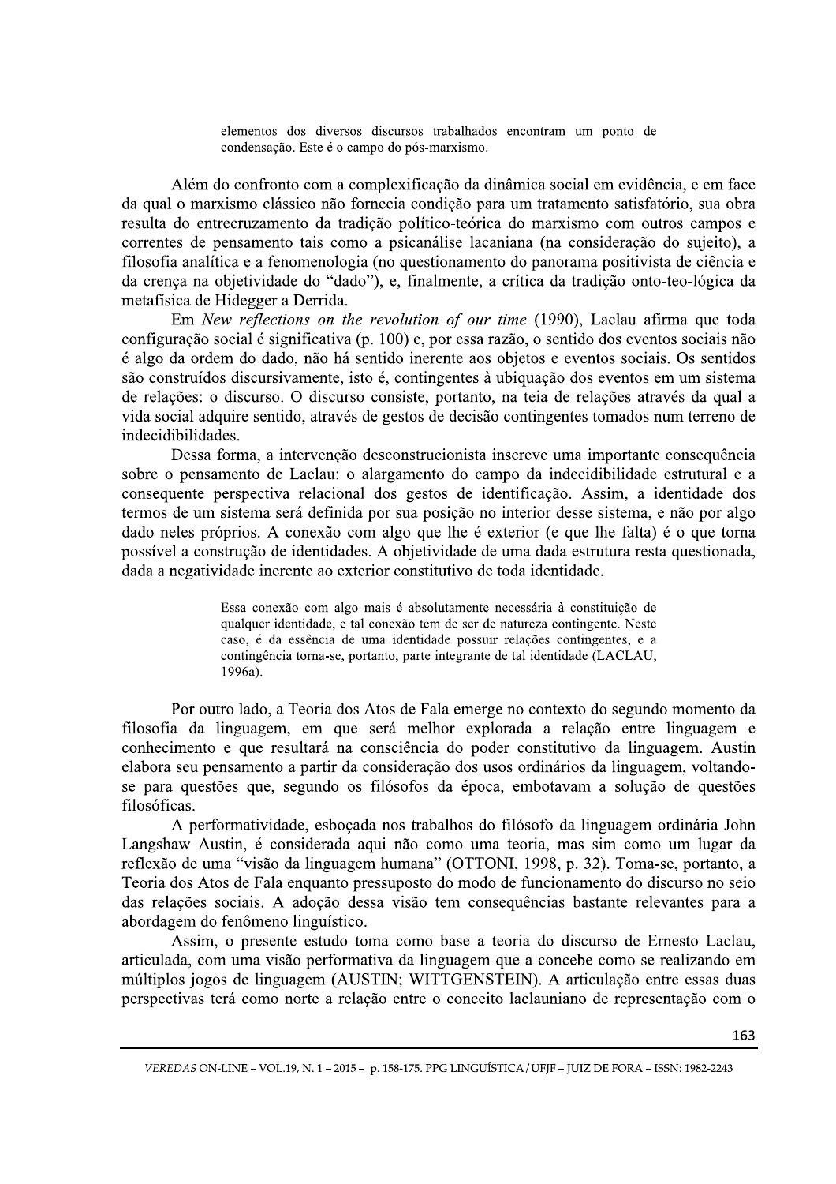> elementos dos diversos discursos trabalhados encontram um ponto de condensação. Este é o campo do pós-marxismo.

Além do confronto com a complexificação da dinâmica social em evidência, e em face da qual o marxismo clássico não fornecia condição para um tratamento satisfatório, sua obra resulta do entrecruzamento da tradição político-teórica do marxismo com outros campos e correntes de pensamento tais como a psicanálise lacaniana (na consideração do sujeito), a filosofia analítica e a fenomenologia (no questionamento do panorama positivista de ciência e da crença na objetividade do "dado"), e, finalmente, a crítica da tradição onto-teo-lógica da metafísica de Hidegger a Derrida.

Em *New reflections on the revolution of our time* (1990), Laclau afirma que toda configuração social é significativa (p. 100) e, por essa razão, o sentido dos eventos sociais não é algo da ordem do dado, não há sentido inerente aos objetos e eventos sociais. Os sentidos são construídos discursivamente, isto é, contingentes à ubiquação dos eventos em um sistema de relações: o discurso. O discurso consiste, portanto, na teia de relações através da qual a vida social adquire sentido, através de gestos de decisão contingentes tomados num terreno de indecidibilidades.

Dessa forma, a intervenção desconstrucionista inscreve uma importante consequência sobre o pensamento de Laclau: o alargamento do campo da indecidibilidade estrutural e a consequente perspectiva relacional dos gestos de identificação. Assim, a identidade dos termos de um sistema será definida por sua posição no interior desse sistema, e não por algo dado neles próprios. A conexão com algo que lhe é exterior (e que lhe falta) é o que torna possível a construção de identidades. A objetividade de uma dada estrutura resta questionada, dada a negatividade inerente ao exterior constitutivo de toda identidade.

> Essa conexão com algo mais é absolutamente necessária à constituição de qualquer identidade, e tal conexão tem de ser de natureza contingente. Neste caso, é da essência de uma identidade possuir relações contingentes, e a contingência torna-se, portanto, parte integrante de tal identidade (LACLAU, 1996a).

Por outro lado, a Teoria dos Atos de Fala emerge no contexto do segundo momento da filosofia da linguagem, em que será melhor explorada a relação entre linguagem e conhecimento e que resultará na consciência do poder constitutivo da linguagem. Austin elabora seu pensamento a partir da consideração dos usos ordinários da linguagem, voltando-se para questões que, segundo os filósofos da época, embotavam a solução de questões filosóficas.

A performatividade, esboçada nos trabalhos do filósofo da linguagem ordinária John Langshaw Austin, é considerada aqui não como uma teoria, mas sim como um lugar da reflexão de uma "visão da linguagem humana" (OTTONI, 1998, p. 32). Toma-se, portanto, a Teoria dos Atos de Fala enquanto pressuposto do modo de funcionamento do discurso no seio das relações sociais. A adoção dessa visão tem consequências bastante relevantes para a abordagem do fenômeno linguístico.

Assim, o presente estudo toma como base a teoria do discurso de Ernesto Laclau, articulada, com uma visão performativa da linguagem que a concebe como se realizando em múltiplos jogos de linguagem (AUSTIN; WITTGENSTEIN). A articulação entre essas duas perspectivas terá como norte a relação entre o conceito laclauniano de representação com o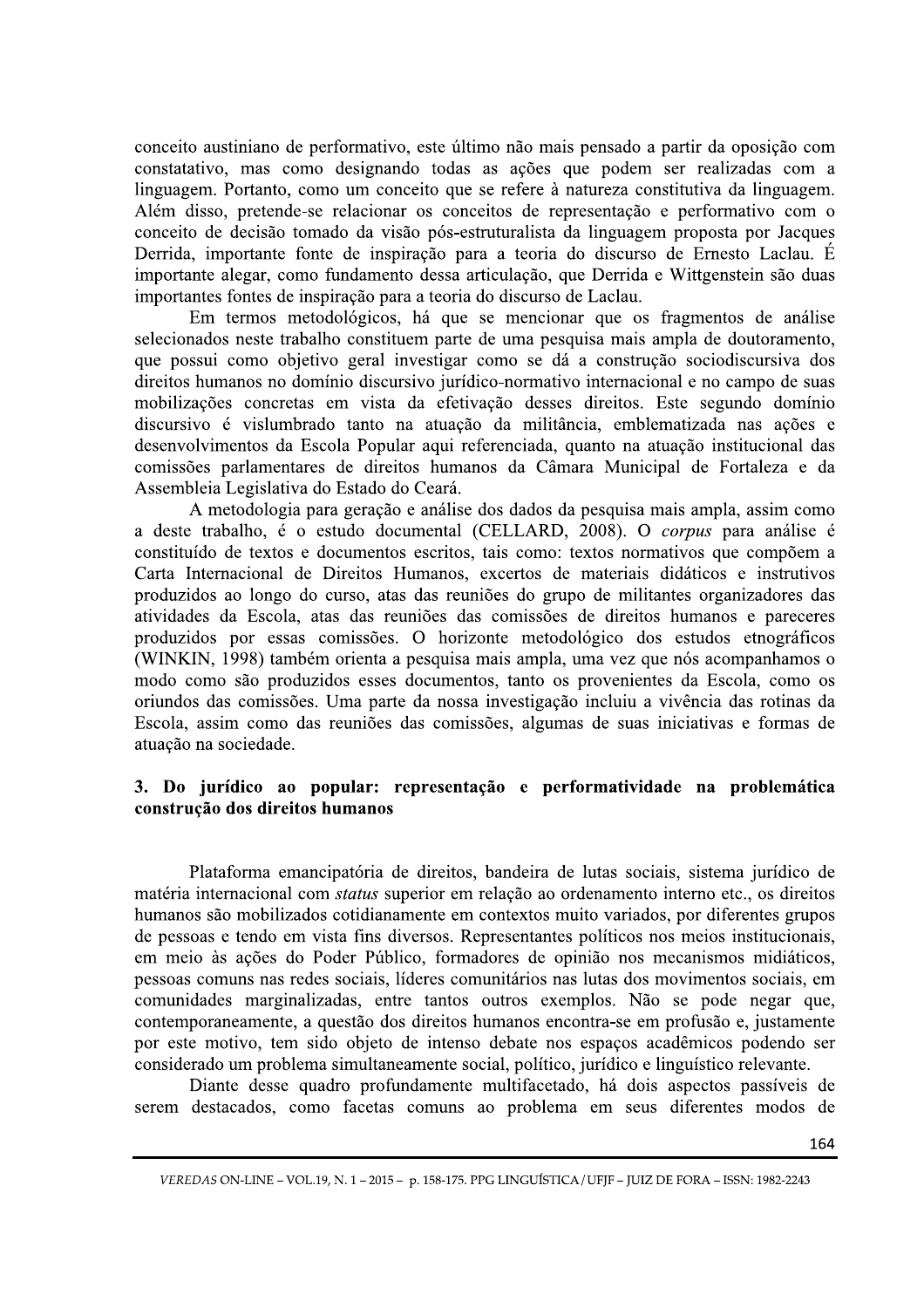conceito austiniano de performativo, este último não mais pensado a partir da oposição com constatativo, mas como designando todas as ações que podem ser realizadas com a linguagem. Portanto, como um conceito que se refere à natureza constitutiva da linguagem. Além disso, pretende-se relacionar os conceitos de representação e performativo com o conceito de decisão tomado da visão pós-estruturalista da linguagem proposta por Jacques Derrida, importante fonte de inspiração para a teoria do discurso de Ernesto Laclau. É importante alegar, como fundamento dessa articulação, que Derrida e Wittgenstein são duas importantes fontes de inspiração para a teoria do discurso de Laclau.

Em termos metodológicos, há que se mencionar que os fragmentos de análise selecionados neste trabalho constituem parte de uma pesquisa mais ampla de doutoramento, que possui como objetivo geral investigar como se dá a construção sociodiscursiva dos direitos humanos no domínio discursivo jurídico-normativo internacional e no campo de suas mobilizações concretas em vista da efetivação desses direitos. Este segundo domínio discursivo é vislumbrado tanto na atuação da militância, emblematizada nas ações e desenvolvimentos da Escola Popular aqui referenciada, quanto na atuação institucional das comissões parlamentares de direitos humanos da Câmara Municipal de Fortaleza e da Assembleia Legislativa do Estado do Ceará.

A metodologia para geração e análise dos dados da pesquisa mais ampla, assim como a deste trabalho, é o estudo documental (CELLARD, 2008). O *corpus* para análise é constituído de textos e documentos escritos, tais como: textos normativos que compõem a Carta Internacional de Direitos Humanos, excertos de materiais didáticos e instrutivos produzidos ao longo do curso, atas das reuniões do grupo de militantes organizadores das atividades da Escola, atas das reuniões das comissões de direitos humanos e pareceres produzidos por essas comissões. O horizonte metodológico dos estudos etnográficos (WINKIN, 1998) também orienta a pesquisa mais ampla, uma vez que nós acompanhamos o modo como são produzidos esses documentos, tanto os provenientes da Escola, como os oriundos das comissões. Uma parte da nossa investigação incluiu a vivência das rotinas da Escola, assim como das reuniões das comissões, algumas de suas iniciativas e formas de atuação na sociedade.

## 3. Do jurídico ao popular: representação e performatividade na problemática construção dos direitos humanos

Plataforma emancipatória de direitos, bandeira de lutas sociais, sistema jurídico de matéria internacional com *status* superior em relação ao ordenamento interno etc., os direitos humanos são mobilizados cotidianamente em contextos muito variados, por diferentes grupos de pessoas e tendo em vista fins diversos. Representantes políticos nos meios institucionais, em meio às ações do Poder Público, formadores de opinião nos mecanismos midiáticos, pessoas comuns nas redes sociais, líderes comunitários nas lutas dos movimentos sociais, em comunidades marginalizadas, entre tantos outros exemplos. Não se pode negar que, contemporaneamente, a questão dos direitos humanos encontra-se em profusão e, justamente por este motivo, tem sido objeto de intenso debate nos espaços acadêmicos podendo ser considerado um problema simultaneamente social, político, jurídico e linguístico relevante.

Diante desse quadro profundamente multifacetado, há dois aspectos passíveis de serem destacados, como facetas comuns ao problema em seus diferentes modos de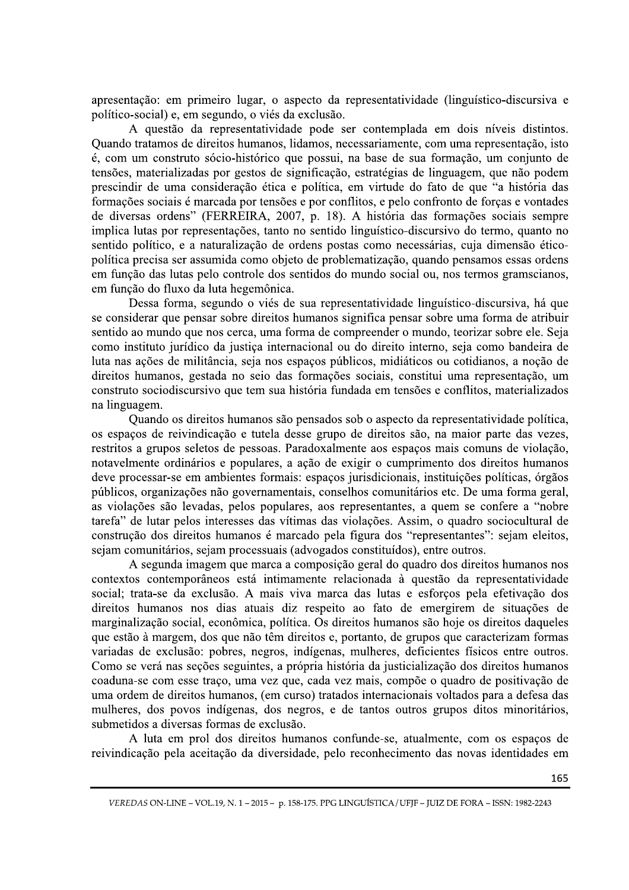apresentação: em primeiro lugar, o aspecto da representatividade (linguístico-discursiva e político-social) e, em segundo, o viés da exclusão.

A questão da representatividade pode ser contemplada em dois níveis distintos. Quando tratamos de direitos humanos, lidamos, necessariamente, com uma representação, isto é, com um construto sócio-histórico que possui, na base de sua formação, um conjunto de tensões, materializadas por gestos de significação, estratégias de linguagem, que não podem prescindir de uma consideração ética e política, em virtude do fato de que "a história das formações sociais é marcada por tensões e por conflitos, e pelo confronto de forças e vontades de diversas ordens" (FERREIRA, 2007, p. 18). A história das formações sociais sempre implica lutas por representações, tanto no sentido linguístico-discursivo do termo, quanto no sentido político, e a naturalização de ordens postas como necessárias, cuja dimensão ético-política precisa ser assumida como objeto de problematização, quando pensamos essas ordens em função das lutas pelo controle dos sentidos do mundo social ou, nos termos gramscianos, em função do fluxo da luta hegemônica.

Dessa forma, segundo o viés de sua representatividade linguístico-discursiva, há que se considerar que pensar sobre direitos humanos significa pensar sobre uma forma de atribuir sentido ao mundo que nos cerca, uma forma de compreender o mundo, teorizar sobre ele. Seja como instituto jurídico da justiça internacional ou do direito interno, seja como bandeira de luta nas ações de militância, seja nos espaços públicos, midiáticos ou cotidianos, a noção de direitos humanos, gestada no seio das formações sociais, constitui uma representação, um construto sociodiscursivo que tem sua história fundada em tensões e conflitos, materializados na linguagem.

Quando os direitos humanos são pensados sob o aspecto da representatividade política, os espaços de reivindicação e tutela desse grupo de direitos são, na maior parte das vezes, restritos a grupos seletos de pessoas. Paradoxalmente aos espaços mais comuns de violação, notavelmente ordinários e populares, a ação de exigir o cumprimento dos direitos humanos deve processar-se em ambientes formais: espaços jurisdicionais, instituições políticas, órgãos públicos, organizações não governamentais, conselhos comunitários etc. De uma forma geral, as violações são levadas, pelos populares, aos representantes, a quem se confere a "nobre tarefa" de lutar pelos interesses das vítimas das violações. Assim, o quadro sociocultural de construção dos direitos humanos é marcado pela figura dos "representantes": sejam eleitos, sejam comunitários, sejam processuais (advogados constituídos), entre outros.

A segunda imagem que marca a composição geral do quadro dos direitos humanos nos contextos contemporâneos está intimamente relacionada à questão da representatividade social; trata-se da exclusão. A mais viva marca das lutas e esforços pela efetivação dos direitos humanos nos dias atuais diz respeito ao fato de emergirem de situações de marginalização social, econômica, política. Os direitos humanos são hoje os direitos daqueles que estão à margem, dos que não têm direitos e, portanto, de grupos que caracterizam formas variadas de exclusão: pobres, negros, indígenas, mulheres, deficientes físicos entre outros. Como se verá nas seções seguintes, a própria história da justicialização dos direitos humanos coaduna-se com esse traço, uma vez que, cada vez mais, compõe o quadro de positivação de uma ordem de direitos humanos, (em curso) tratados internacionais voltados para a defesa das mulheres, dos povos indígenas, dos negros, e de tantos outros grupos ditos minoritários, submetidos a diversas formas de exclusão.

A luta em prol dos direitos humanos confunde-se, atualmente, com os espaços de reivindicação pela aceitação da diversidade, pelo reconhecimento das novas identidades em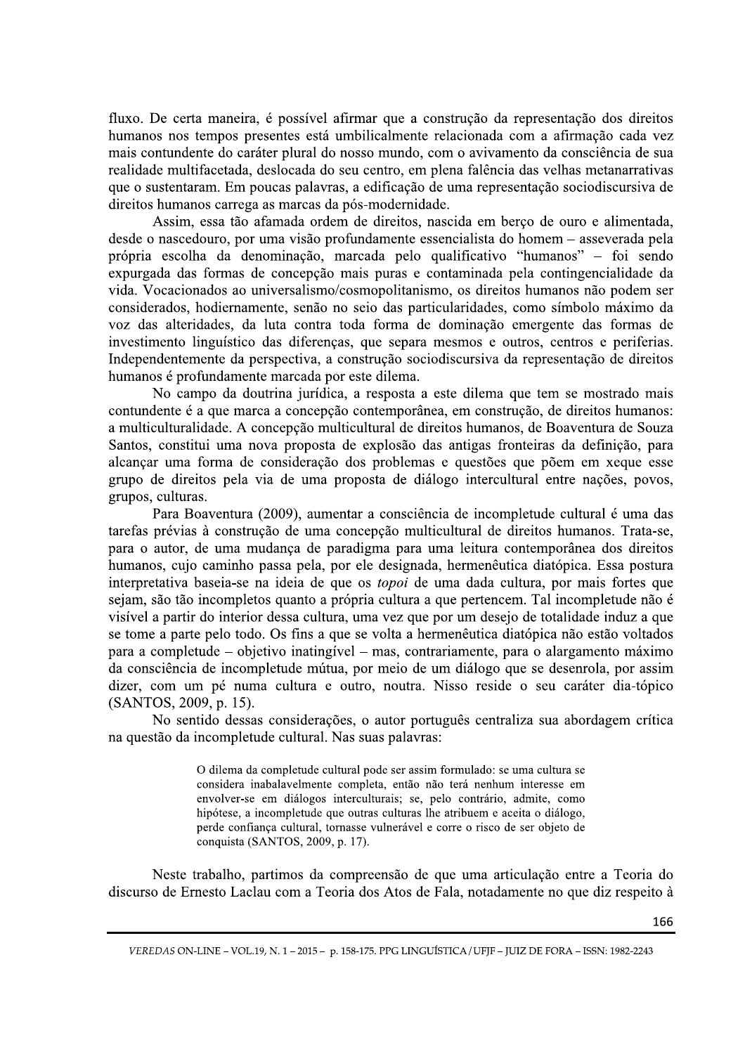fluxo. De certa maneira, é possível afirmar que a construção da representação dos direitos humanos nos tempos presentes está umbilicalmente relacionada com a afirmação cada vez mais contundente do caráter plural do nosso mundo, com o avivamento da consciência de sua realidade multifacetada, deslocada do seu centro, em plena falência das velhas metanarrativas que o sustentaram. Em poucas palavras, a edificação de uma representação sociodiscursiva de direitos humanos carrega as marcas da pós-modernidade.

Assim, essa tão afamada ordem de direitos, nascida em berço de ouro e alimentada, desde o nascedouro, por uma visão profundamente essencialista do homem – asseverada pela própria escolha da denominação, marcada pelo qualificativo "humanos" – foi sendo expurgada das formas de concepção mais puras e contaminada pela contingencialidade da vida. Vocacionados ao universalismo/cosmopolitanismo, os direitos humanos não podem ser considerados, hodiernamente, senão no seio das particularidades, como símbolo máximo da voz das alteridades, da luta contra toda forma de dominação emergente das formas de investimento linguístico das diferenças, que separa mesmos e outros, centros e periferias. Independentemente da perspectiva, a construção sociodiscursiva da representação de direitos humanos é profundamente marcada por este dilema.

No campo da doutrina jurídica, a resposta a este dilema que tem se mostrado mais contundente é a que marca a concepção contemporânea, em construção, de direitos humanos: a multiculturalidade. A concepção multicultural de direitos humanos, de Boaventura de Souza Santos, constitui uma nova proposta de explosão das antigas fronteiras da definição, para alcançar uma forma de consideração dos problemas e questões que põem em xeque esse grupo de direitos pela via de uma proposta de diálogo intercultural entre nações, povos, grupos, culturas.

Para Boaventura (2009), aumentar a consciência de incompletude cultural é uma das tarefas prévias à construção de uma concepção multicultural de direitos humanos. Trata-se, para o autor, de uma mudança de paradigma para uma leitura contemporânea dos direitos humanos, cujo caminho passa pela, por ele designada, hermenêutica diatópica. Essa postura interpretativa baseia-se na ideia de que os *topoi* de uma dada cultura, por mais fortes que sejam, são tão incompletos quanto a própria cultura a que pertencem. Tal incompletude não é visível a partir do interior dessa cultura, uma vez que por um desejo de totalidade induz a que se tome a parte pelo todo. Os fins a que se volta a hermenêutica diatópica não estão voltados para a completude – objetivo inatingível – mas, contrariamente, para o alargamento máximo da consciência de incompletude mútua, por meio de um diálogo que se desenrola, por assim dizer, com um pé numa cultura e outro, noutra. Nisso reside o seu caráter dia-tópico (SANTOS, 2009, p. 15).

No sentido dessas considerações, o autor português centraliza sua abordagem crítica na questão da incompletude cultural. Nas suas palavras:

> O dilema da completude cultural pode ser assim formulado: se uma cultura se considera inabalavelmente completa, então não terá nenhum interesse em envolver-se em diálogos interculturais; se, pelo contrário, admite, como hipótese, a incompletude que outras culturas lhe atribuem e aceita o diálogo, perde confiança cultural, tornasse vulnerável e corre o risco de ser objeto de conquista (SANTOS, 2009, p. 17).

Neste trabalho, partimos da compreensão de que uma articulação entre a Teoria do discurso de Ernesto Laclau com a Teoria dos Atos de Fala, notadamente no que diz respeito à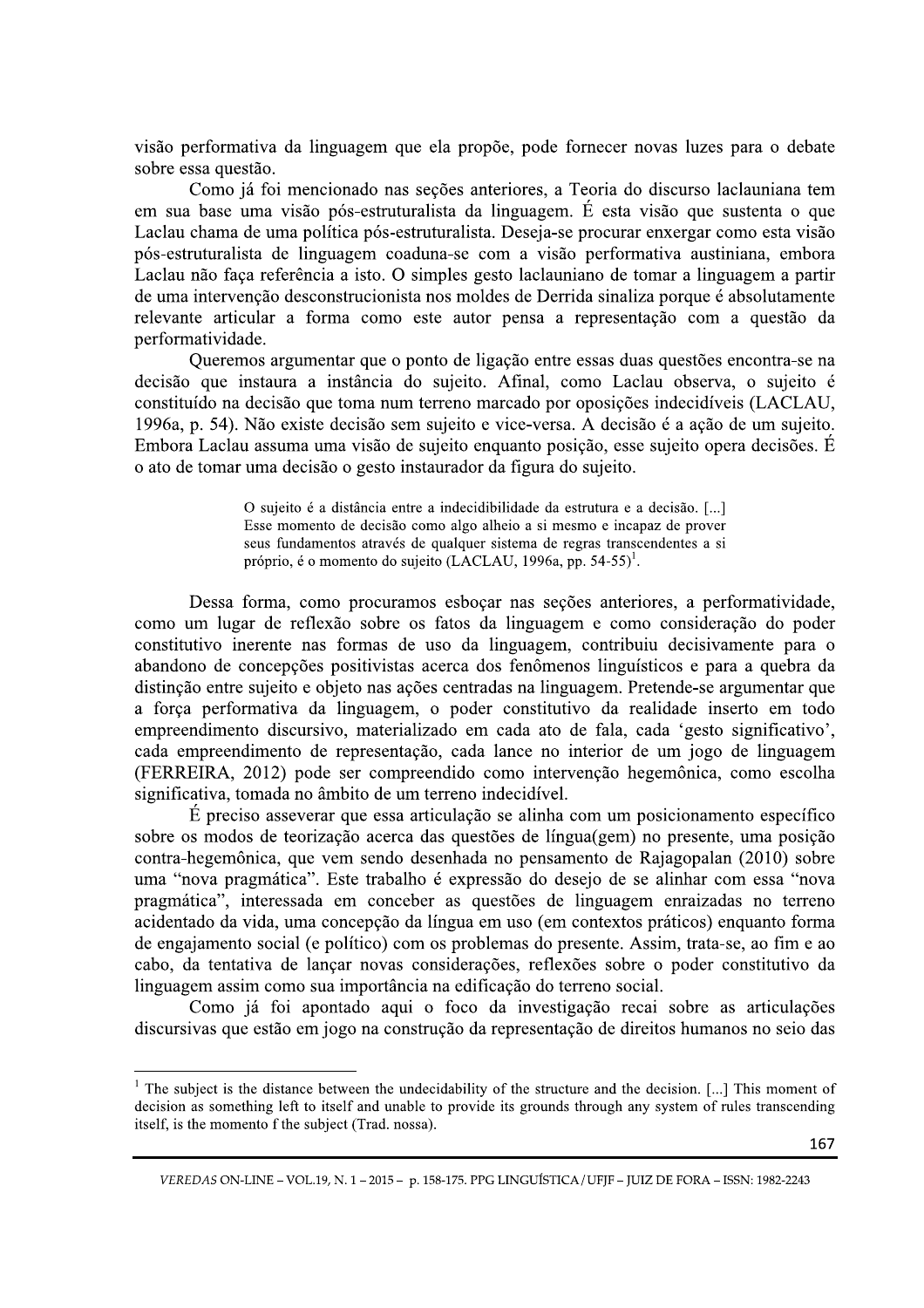visão performativa da linguagem que ela propõe, pode fornecer novas luzes para o debate sobre essa questão.

Como já foi mencionado nas seções anteriores, a Teoria do discurso laclauniana tem em sua base uma visão pós-estruturalista da linguagem. É esta visão que sustenta o que Laclau chama de uma política pós-estruturalista. Deseja-se procurar enxergar como esta visão pós-estruturalista de linguagem coaduna-se com a visão performativa austiniana, embora Laclau não faça referência a isto. O simples gesto laclauniano de tomar a linguagem a partir de uma intervenção desconstrucionista nos moldes de Derrida sinaliza porque é absolutamente relevante articular a forma como este autor pensa a representação com a questão da performatividade.

Queremos argumentar que o ponto de ligação entre essas duas questões encontra-se na decisão que instaura a instância do sujeito. Afinal, como Laclau observa, o sujeito é constituído na decisão que toma num terreno marcado por oposições indecidíveis (LACLAU, 1996a, p. 54). Não existe decisão sem sujeito e vice-versa. A decisão é a ação de um sujeito. Embora Laclau assuma uma visão de sujeito enquanto posição, esse sujeito opera decisões. É o ato de tomar uma decisão o gesto instaurador da figura do sujeito.

> O sujeito é a distância entre a indecidibilidade da estrutura e a decisão. [...] Esse momento de decisão como algo alheio a si mesmo e incapaz de prover seus fundamentos através de qualquer sistema de regras transcendentes a si próprio, é o momento do sujeito (LACLAU, 1996a, pp. 54-55)[1].

Dessa forma, como procuramos esboçar nas seções anteriores, a performatividade, como um lugar de reflexão sobre os fatos da linguagem e como consideração do poder constitutivo inerente nas formas de uso da linguagem, contribuiu decisivamente para o abandono de concepções positivistas acerca dos fenômenos linguísticos e para a quebra da distinção entre sujeito e objeto nas ações centradas na linguagem. Pretende-se argumentar que a força performativa da linguagem, o poder constitutivo da realidade inserto em todo empreendimento discursivo, materializado em cada ato de fala, cada 'gesto significativo', cada empreendimento de representação, cada lance no interior de um jogo de linguagem (FERREIRA, 2012) pode ser compreendido como intervenção hegemônica, como escolha significativa, tomada no âmbito de um terreno indecidível.

É preciso asseverar que essa articulação se alinha com um posicionamento específico sobre os modos de teorização acerca das questões de língua(gem) no presente, uma posição contra-hegemônica, que vem sendo desenhada no pensamento de Rajagopalan (2010) sobre uma "nova pragmática". Este trabalho é expressão do desejo de se alinhar com essa "nova pragmática", interessada em conceber as questões de linguagem enraizadas no terreno acidentado da vida, uma concepção da língua em uso (em contextos práticos) enquanto forma de engajamento social (e político) com os problemas do presente. Assim, trata-se, ao fim e ao cabo, da tentativa de lançar novas considerações, reflexões sobre o poder constitutivo da linguagem assim como sua importância na edificação do terreno social.

Como já foi apontado aqui o foco da investigação recai sobre as articulações discursivas que estão em jogo na construção da representação de direitos humanos no seio das

---

[1] The subject is the distance between the undecidability of the structure and the decision. [...] This moment of decision as something left to itself and unable to provide its grounds through any system of rules transcending itself, is the momento f the subject (Trad. nossa).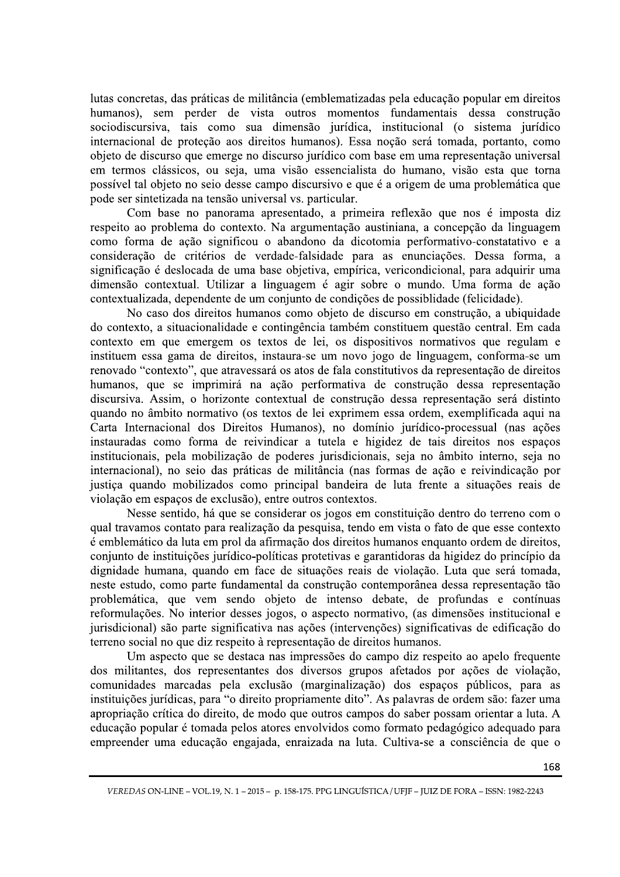lutas concretas, das práticas de militância (emblematizadas pela educação popular em direitos humanos), sem perder de vista outros momentos fundamentais dessa construção sociodiscursiva, tais como sua dimensão jurídica, institucional (o sistema jurídico internacional de proteção aos direitos humanos). Essa noção será tomada, portanto, como objeto de discurso que emerge no discurso jurídico com base em uma representação universal em termos clássicos, ou seja, uma visão essencialista do humano, visão esta que torna possível tal objeto no seio desse campo discursivo e que é a origem de uma problemática que pode ser sintetizada na tensão universal vs. particular.

Com base no panorama apresentado, a primeira reflexão que nos é imposta diz respeito ao problema do contexto. Na argumentação austiniana, a concepção da linguagem como forma de ação significou o abandono da dicotomia performativo-constatativo e a consideração de critérios de verdade-falsidade para as enunciações. Dessa forma, a significação é deslocada de uma base objetiva, empírica, vericondicional, para adquirir uma dimensão contextual. Utilizar a linguagem é agir sobre o mundo. Uma forma de ação contextualizada, dependente de um conjunto de condições de possiblidade (felicidade).

No caso dos direitos humanos como objeto de discurso em construção, a ubiquidade do contexto, a situacionalidade e contingência também constituem questão central. Em cada contexto em que emergem os textos de lei, os dispositivos normativos que regulam e instituem essa gama de direitos, instaura-se um novo jogo de linguagem, conforma-se um renovado "contexto", que atravessará os atos de fala constitutivos da representação de direitos humanos, que se imprimirá na ação performativa de construção dessa representação discursiva. Assim, o horizonte contextual de construção dessa representação será distinto quando no âmbito normativo (os textos de lei exprimem essa ordem, exemplificada aqui na Carta Internacional dos Direitos Humanos), no domínio jurídico-processual (nas ações instauradas como forma de reivindicar a tutela e higidez de tais direitos nos espaços institucionais, pela mobilização de poderes jurisdicionais, seja no âmbito interno, seja no internacional), no seio das práticas de militância (nas formas de ação e reivindicação por justiça quando mobilizados como principal bandeira de luta frente a situações reais de violação em espaços de exclusão), entre outros contextos.

Nesse sentido, há que se considerar os jogos em constituição dentro do terreno com o qual travamos contato para realização da pesquisa, tendo em vista o fato de que esse contexto é emblemático da luta em prol da afirmação dos direitos humanos enquanto ordem de direitos, conjunto de instituições jurídico-políticas protetivas e garantidoras da higidez do princípio da dignidade humana, quando em face de situações reais de violação. Luta que será tomada, neste estudo, como parte fundamental da construção contemporânea dessa representação tão problemática, que vem sendo objeto de intenso debate, de profundas e contínuas reformulações. No interior desses jogos, o aspecto normativo, (as dimensões institucional e jurisdicional) são parte significativa nas ações (intervenções) significativas de edificação do terreno social no que diz respeito à representação de direitos humanos.

Um aspecto que se destaca nas impressões do campo diz respeito ao apelo frequente dos militantes, dos representantes dos diversos grupos afetados por ações de violação, comunidades marcadas pela exclusão (marginalização) dos espaços públicos, para as instituições jurídicas, para "o direito propriamente dito". As palavras de ordem são: fazer uma apropriação crítica do direito, de modo que outros campos do saber possam orientar a luta. A educação popular é tomada pelos atores envolvidos como formato pedagógico adequado para empreender uma educação engajada, enraizada na luta. Cultiva-se a consciência de que o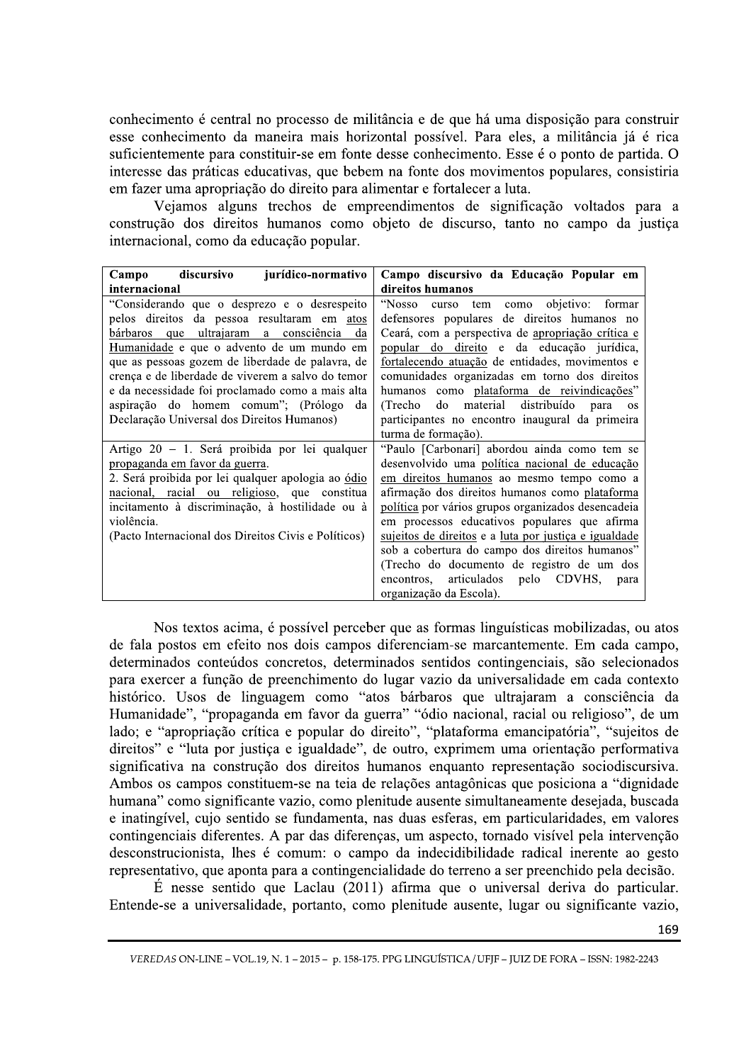conhecimento é central no processo de militância e de que há uma disposição para construir esse conhecimento da maneira mais horizontal possível. Para eles, a militância já é rica suficientemente para constituir-se em fonte desse conhecimento. Esse é o ponto de partida. O interesse das práticas educativas, que bebem na fonte dos movimentos populares, consistiria em fazer uma apropriação do direito para alimentar e fortalecer a luta.

Vejamos alguns trechos de empreendimentos de significação voltados para a construção dos direitos humanos como objeto de discurso, tanto no campo da justiça internacional, como da educação popular.

| **Campo discursivo jurídico-normativo internacional** | **Campo discursivo da Educação Popular em direitos humanos** |
|---|---|
| "Considerando que o desprezo e o desrespeito pelos direitos da pessoa resultaram em <u>atos bárbaros que ultrajaram a consciência da Humanidade</u> e que o advento de um mundo em que as pessoas gozem de liberdade de palavra, de crença e de liberdade de viverem a salvo do temor e da necessidade foi proclamado como a mais alta aspiração do homem comum"; (Prólogo da Declaração Universal dos Direitos Humanos) | "Nosso curso tem como objetivo: formar defensores populares de direitos humanos no Ceará, com a perspectiva de <u>apropriação crítica e popular do direito</u> e da educação jurídica, <u>fortalecendo atuação</u> de entidades, movimentos e comunidades organizadas em torno dos direitos humanos como <u>plataforma de reivindicações</u>" (Trecho do material distribuído para os participantes no encontro inaugural da primeira turma de formação). |
| Artigo 20 – 1. Será proibida por lei qualquer <u>propaganda em favor da guerra</u>.<br>2. Será proibida por lei qualquer apologia ao <u>ódio nacional, racial ou religioso</u>, que constitua incitamento à discriminação, à hostilidade ou à violência.<br>(Pacto Internacional dos Direitos Civis e Políticos) | "Paulo [Carbonari] abordou ainda como tem se desenvolvido uma <u>política nacional de educação em direitos humanos</u> ao mesmo tempo como a afirmação dos direitos humanos como <u>plataforma política</u> por vários grupos organizados desencadeia em processos educativos populares que afirma <u>sujeitos de direitos</u> e a <u>luta por justiça e igualdade</u> sob a cobertura do campo dos direitos humanos" (Trecho do documento de registro de um dos encontros, articulados pelo CDVHS, para organização da Escola). |

Nos textos acima, é possível perceber que as formas linguísticas mobilizadas, ou atos de fala postos em efeito nos dois campos diferenciam-se marcantemente. Em cada campo, determinados conteúdos concretos, determinados sentidos contingenciais, são selecionados para exercer a função de preenchimento do lugar vazio da universalidade em cada contexto histórico. Usos de linguagem como "atos bárbaros que ultrajaram a consciência da Humanidade", "propaganda em favor da guerra" "ódio nacional, racial ou religioso", de um lado; e "apropriação crítica e popular do direito", "plataforma emancipatória", "sujeitos de direitos" e "luta por justiça e igualdade", de outro, exprimem uma orientação performativa significativa na construção dos direitos humanos enquanto representação sociodiscursiva. Ambos os campos constituem-se na teia de relações antagônicas que posiciona a "dignidade humana" como significante vazio, como plenitude ausente simultaneamente desejada, buscada e inatingível, cujo sentido se fundamenta, nas duas esferas, em particularidades, em valores contingenciais diferentes. A par das diferenças, um aspecto, tornado visível pela intervenção desconstrucionista, lhes é comum: o campo da indecidibilidade radical inerente ao gesto representativo, que aponta para a contingencialidade do terreno a ser preenchido pela decisão.

É nesse sentido que Laclau (2011) afirma que o universal deriva do particular. Entende-se a universalidade, portanto, como plenitude ausente, lugar ou significante vazio,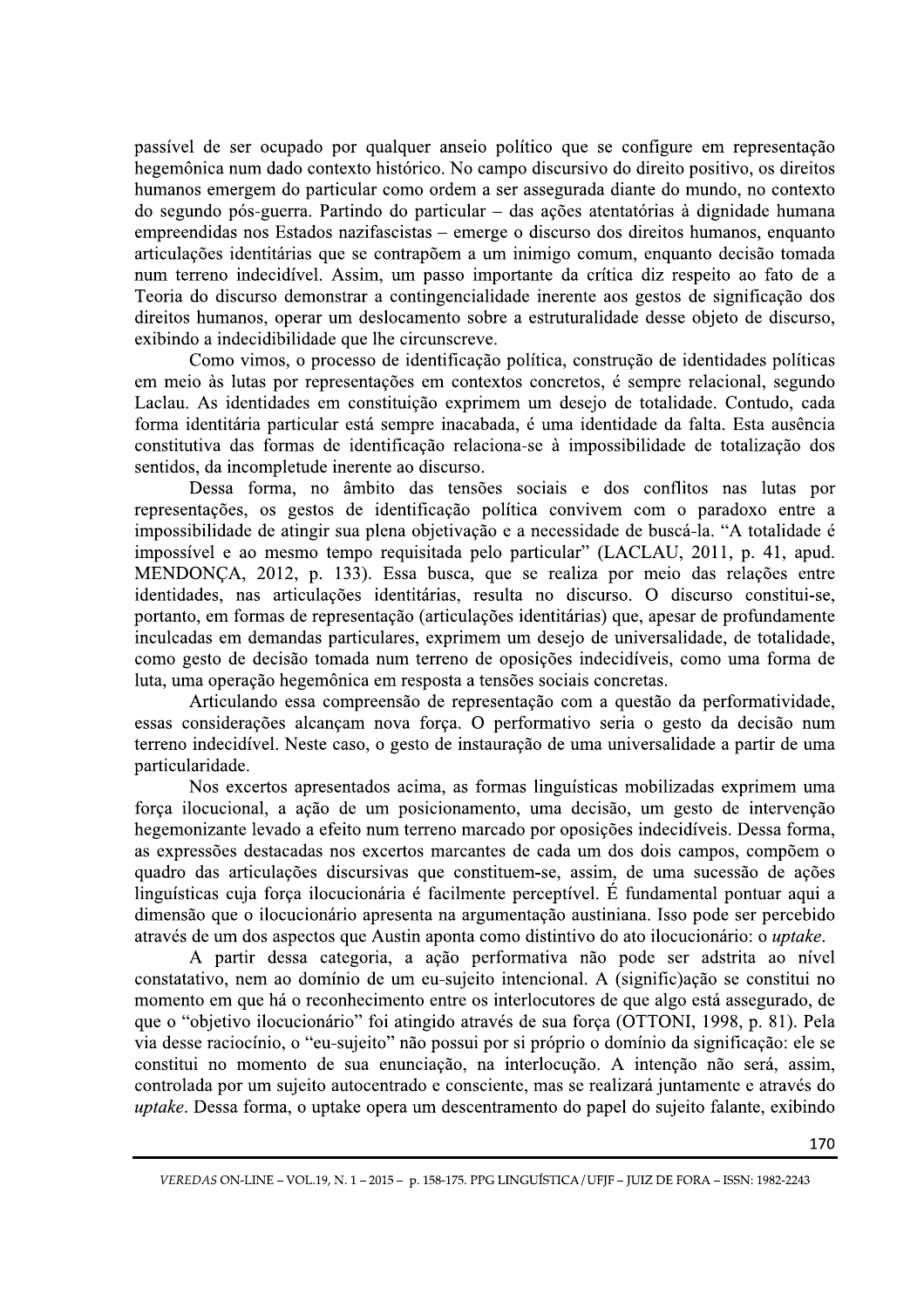passível de ser ocupado por qualquer anseio político que se configure em representação hegemônica num dado contexto histórico. No campo discursivo do direito positivo, os direitos humanos emergem do particular como ordem a ser assegurada diante do mundo, no contexto do segundo pós-guerra. Partindo do particular – das ações atentatórias à dignidade humana empreendidas nos Estados nazifascistas – emerge o discurso dos direitos humanos, enquanto articulações identitárias que se contrapõem a um inimigo comum, enquanto decisão tomada num terreno indecidível. Assim, um passo importante da crítica diz respeito ao fato de a Teoria do discurso demonstrar a contingencialidade inerente aos gestos de significação dos direitos humanos, operar um deslocamento sobre a estruturalidade desse objeto de discurso, exibindo a indecidibilidade que lhe circunscreve.

Como vimos, o processo de identificação política, construção de identidades políticas em meio às lutas por representações em contextos concretos, é sempre relacional, segundo Laclau. As identidades em constituição exprimem um desejo de totalidade. Contudo, cada forma identitária particular está sempre inacabada, é uma identidade da falta. Esta ausência constitutiva das formas de identificação relaciona-se à impossibilidade de totalização dos sentidos, da incompletude inerente ao discurso.

Dessa forma, no âmbito das tensões sociais e dos conflitos nas lutas por representações, os gestos de identificação política convivem com o paradoxo entre a impossibilidade de atingir sua plena objetivação e a necessidade de buscá-la. "A totalidade é impossível e ao mesmo tempo requisitada pelo particular" (LACLAU, 2011, p. 41, apud. MENDONÇA, 2012, p. 133). Essa busca, que se realiza por meio das relações entre identidades, nas articulações identitárias, resulta no discurso. O discurso constitui-se, portanto, em formas de representação (articulações identitárias) que, apesar de profundamente inculcadas em demandas particulares, exprimem um desejo de universalidade, de totalidade, como gesto de decisão tomada num terreno de oposições indecidíveis, como uma forma de luta, uma operação hegemônica em resposta a tensões sociais concretas.

Articulando essa compreensão de representação com a questão da performatividade, essas considerações alcançam nova força. O performativo seria o gesto da decisão num terreno indecidível. Neste caso, o gesto de instauração de uma universalidade a partir de uma particularidade.

Nos excertos apresentados acima, as formas linguísticas mobilizadas exprimem uma força ilocucional, a ação de um posicionamento, uma decisão, um gesto de intervenção hegemonizante levado a efeito num terreno marcado por oposições indecidíveis. Dessa forma, as expressões destacadas nos excertos marcantes de cada um dos dois campos, compõem o quadro das articulações discursivas que constituem-se, assim, de uma sucessão de ações linguísticas cuja força ilocucionária é facilmente perceptível. É fundamental pontuar aqui a dimensão que o ilocucionário apresenta na argumentação austiniana. Isso pode ser percebido através de um dos aspectos que Austin aponta como distintivo do ato ilocucionário: o *uptake*.

A partir dessa categoria, a ação performativa não pode ser adstrita ao nível constatativo, nem ao domínio de um eu-sujeito intencional. A (signific)ação se constitui no momento em que há o reconhecimento entre os interlocutores de que algo está assegurado, de que o "objetivo ilocucionário" foi atingido através de sua força (OTTONI, 1998, p. 81). Pela via desse raciocínio, o "eu-sujeito" não possui por si próprio o domínio da significação: ele se constitui no momento de sua enunciação, na interlocução. A intenção não será, assim, controlada por um sujeito autocentrado e consciente, mas se realizará juntamente e através do *uptake*. Dessa forma, o uptake opera um descentramento do papel do sujeito falante, exibindo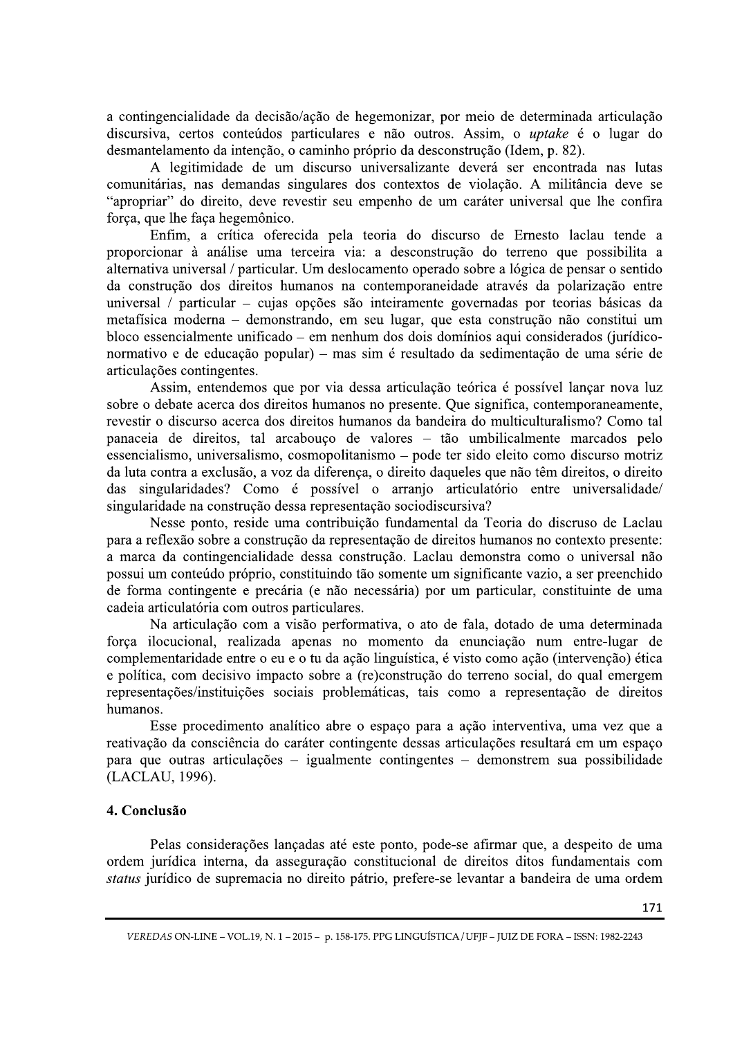a contingencialidade da decisão/ação de hegemonizar, por meio de determinada articulação discursiva, certos conteúdos particulares e não outros. Assim, o *uptake* é o lugar do desmantelamento da intenção, o caminho próprio da desconstrução (Idem, p. 82).

A legitimidade de um discurso universalizante deverá ser encontrada nas lutas comunitárias, nas demandas singulares dos contextos de violação. A militância deve se "apropriar" do direito, deve revestir seu empenho de um caráter universal que lhe confira força, que lhe faça hegemônico.

Enfim, a crítica oferecida pela teoria do discurso de Ernesto laclau tende a proporcionar à análise uma terceira via: a desconstrução do terreno que possibilita a alternativa universal / particular. Um deslocamento operado sobre a lógica de pensar o sentido da construção dos direitos humanos na contemporaneidade através da polarização entre universal / particular – cujas opções são inteiramente governadas por teorias básicas da metafísica moderna – demonstrando, em seu lugar, que esta construção não constitui um bloco essencialmente unificado – em nenhum dos dois domínios aqui considerados (jurídico-normativo e de educação popular) – mas sim é resultado da sedimentação de uma série de articulações contingentes.

Assim, entendemos que por via dessa articulação teórica é possível lançar nova luz sobre o debate acerca dos direitos humanos no presente. Que significa, contemporaneamente, revestir o discurso acerca dos direitos humanos da bandeira do multiculturalismo? Como tal panaceia de direitos, tal arcabouço de valores – tão umbilicalmente marcados pelo essencialismo, universalismo, cosmopolitanismo – pode ter sido eleito como discurso motriz da luta contra a exclusão, a voz da diferença, o direito daqueles que não têm direitos, o direito das singularidades? Como é possível o arranjo articulatório entre universalidade/ singularidade na construção dessa representação sociodiscursiva?

Nesse ponto, reside uma contribuição fundamental da Teoria do discruso de Laclau para a reflexão sobre a construção da representação de direitos humanos no contexto presente: a marca da contingencialidade dessa construção. Laclau demonstra como o universal não possui um conteúdo próprio, constituindo tão somente um significante vazio, a ser preenchido de forma contingente e precária (e não necessária) por um particular, constituinte de uma cadeia articulatória com outros particulares.

Na articulação com a visão performativa, o ato de fala, dotado de uma determinada força ilocucional, realizada apenas no momento da enunciação num entre-lugar de complementaridade entre o eu e o tu da ação linguística, é visto como ação (intervenção) ética e política, com decisivo impacto sobre a (re)construção do terreno social, do qual emergem representações/instituições sociais problemáticas, tais como a representação de direitos humanos.

Esse procedimento analítico abre o espaço para a ação interventiva, uma vez que a reativação da consciência do caráter contingente dessas articulações resultará em um espaço para que outras articulações – igualmente contingentes – demonstrem sua possibilidade (LACLAU, 1996).

## 4. Conclusão

Pelas considerações lançadas até este ponto, pode-se afirmar que, a despeito de uma ordem jurídica interna, da asseguração constitucional de direitos ditos fundamentais com *status* jurídico de supremacia no direito pátrio, prefere-se levantar a bandeira de uma ordem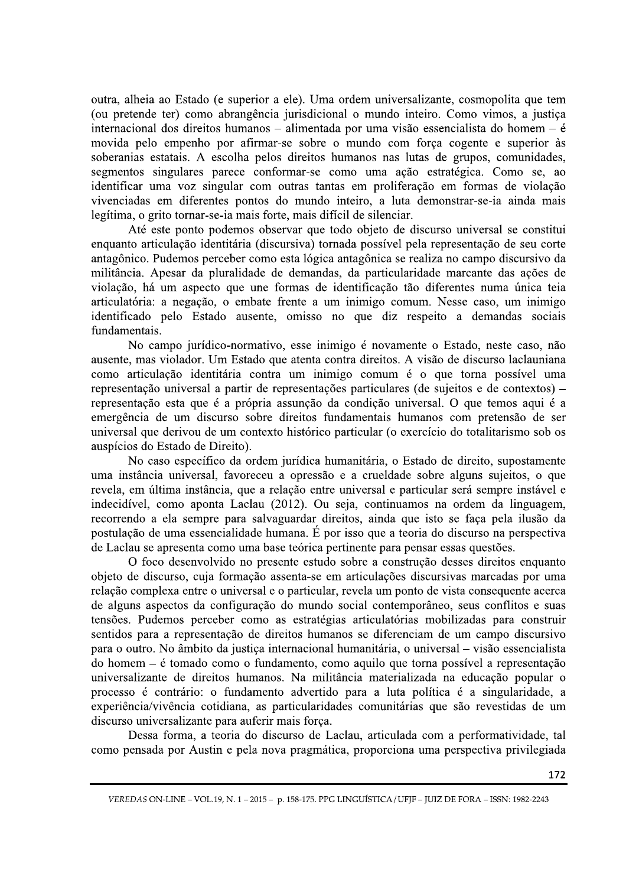outra, alheia ao Estado (e superior a ele). Uma ordem universalizante, cosmopolita que tem (ou pretende ter) como abrangência jurisdicional o mundo inteiro. Como vimos, a justiça internacional dos direitos humanos – alimentada por uma visão essencialista do homem – é movida pelo empenho por afirmar-se sobre o mundo com força cogente e superior às soberanias estatais. A escolha pelos direitos humanos nas lutas de grupos, comunidades, segmentos singulares parece conformar-se como uma ação estratégica. Como se, ao identificar uma voz singular com outras tantas em proliferação em formas de violação vivenciadas em diferentes pontos do mundo inteiro, a luta demonstrar-se-ia ainda mais legítima, o grito tornar-se-ia mais forte, mais difícil de silenciar.

Até este ponto podemos observar que todo objeto de discurso universal se constitui enquanto articulação identitária (discursiva) tornada possível pela representação de seu corte antagônico. Pudemos perceber como esta lógica antagônica se realiza no campo discursivo da militância. Apesar da pluralidade de demandas, da particularidade marcante das ações de violação, há um aspecto que une formas de identificação tão diferentes numa única teia articulatória: a negação, o embate frente a um inimigo comum. Nesse caso, um inimigo identificado pelo Estado ausente, omisso no que diz respeito a demandas sociais fundamentais.

No campo jurídico-normativo, esse inimigo é novamente o Estado, neste caso, não ausente, mas violador. Um Estado que atenta contra direitos. A visão de discurso laclauniana como articulação identitária contra um inimigo comum é o que torna possível uma representação universal a partir de representações particulares (de sujeitos e de contextos) – representação esta que é a própria assunção da condição universal. O que temos aqui é a emergência de um discurso sobre direitos fundamentais humanos com pretensão de ser universal que derivou de um contexto histórico particular (o exercício do totalitarismo sob os auspícios do Estado de Direito).

No caso específico da ordem jurídica humanitária, o Estado de direito, supostamente uma instância universal, favoreceu a opressão e a crueldade sobre alguns sujeitos, o que revela, em última instância, que a relação entre universal e particular será sempre instável e indecidível, como aponta Laclau (2012). Ou seja, continuamos na ordem da linguagem, recorrendo a ela sempre para salvaguardar direitos, ainda que isto se faça pela ilusão da postulação de uma essencialidade humana. É por isso que a teoria do discurso na perspectiva de Laclau se apresenta como uma base teórica pertinente para pensar essas questões.

O foco desenvolvido no presente estudo sobre a construção desses direitos enquanto objeto de discurso, cuja formação assenta-se em articulações discursivas marcadas por uma relação complexa entre o universal e o particular, revela um ponto de vista consequente acerca de alguns aspectos da configuração do mundo social contemporâneo, seus conflitos e suas tensões. Pudemos perceber como as estratégias articulatórias mobilizadas para construir sentidos para a representação de direitos humanos se diferenciam de um campo discursivo para o outro. No âmbito da justiça internacional humanitária, o universal – visão essencialista do homem – é tomado como o fundamento, como aquilo que torna possível a representação universalizante de direitos humanos. Na militância materializada na educação popular o processo é contrário: o fundamento advertido para a luta política é a singularidade, a experiência/vivência cotidiana, as particularidades comunitárias que são revestidas de um discurso universalizante para auferir mais força.

Dessa forma, a teoria do discurso de Laclau, articulada com a performatividade, tal como pensada por Austin e pela nova pragmática, proporciona uma perspectiva privilegiada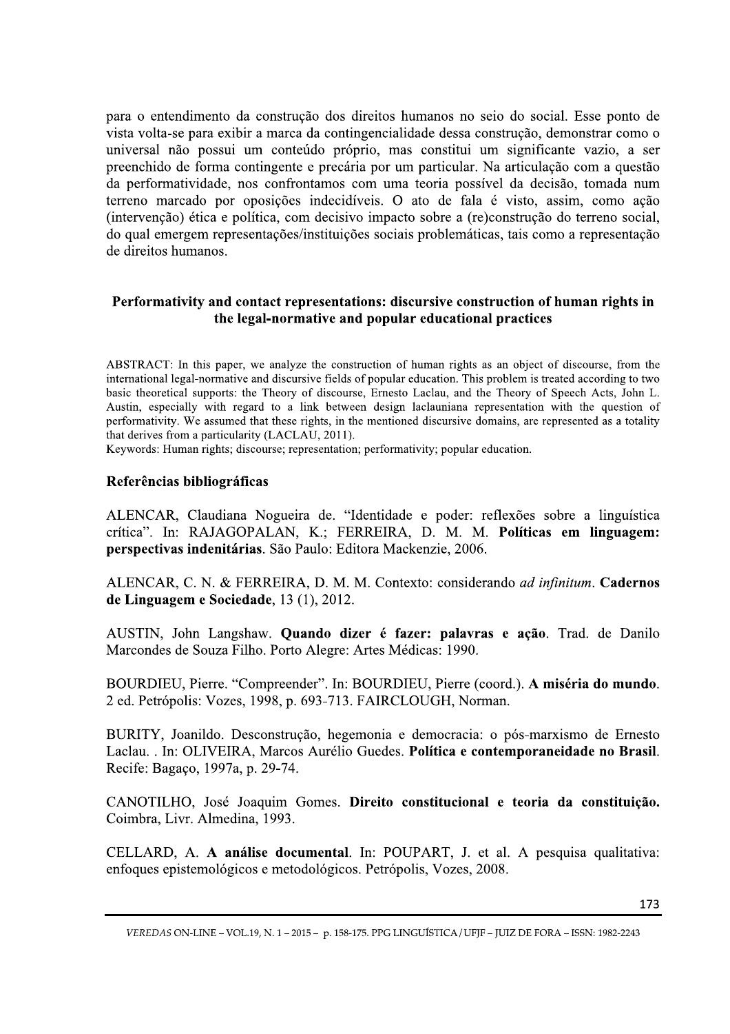para o entendimento da construção dos direitos humanos no seio do social. Esse ponto de vista volta-se para exibir a marca da contingencialidade dessa construção, demonstrar como o universal não possui um conteúdo próprio, mas constitui um significante vazio, a ser preenchido de forma contingente e precária por um particular. Na articulação com a questão da performatividade, nos confrontamos com uma teoria possível da decisão, tomada num terreno marcado por oposições indecidíveis. O ato de fala é visto, assim, como ação (intervenção) ética e política, com decisivo impacto sobre a (re)construção do terreno social, do qual emergem representações/instituições sociais problemáticas, tais como a representação de direitos humanos.

### Performativity and contact representations: discursive construction of human rights in the legal-normative and popular educational practices

ABSTRACT: In this paper, we analyze the construction of human rights as an object of discourse, from the international legal-normative and discursive fields of popular education. This problem is treated according to two basic theoretical supports: the Theory of discourse, Ernesto Laclau, and the Theory of Speech Acts, John L. Austin, especially with regard to a link between design laclauniana representation with the question of performativity. We assumed that these rights, in the mentioned discursive domains, are represented as a totality that derives from a particularity (LACLAU, 2011).

Keywords: Human rights; discourse; representation; performativity; popular education.

### Referências bibliográficas

ALENCAR, Claudiana Nogueira de. "Identidade e poder: reflexões sobre a linguística crítica". In: RAJAGOPALAN, K.; FERREIRA, D. M. M. **Políticas em linguagem: perspectivas indenitárias**. São Paulo: Editora Mackenzie, 2006.

ALENCAR, C. N. & FERREIRA, D. M. M. Contexto: considerando *ad infinitum*. **Cadernos de Linguagem e Sociedade**, 13 (1), 2012.

AUSTIN, John Langshaw. **Quando dizer é fazer: palavras e ação**. Trad. de Danilo Marcondes de Souza Filho. Porto Alegre: Artes Médicas: 1990.

BOURDIEU, Pierre. "Compreender". In: BOURDIEU, Pierre (coord.). **A miséria do mundo**. 2 ed. Petrópolis: Vozes, 1998, p. 693-713. FAIRCLOUGH, Norman.

BURITY, Joanildo. Desconstrução, hegemonia e democracia: o pós-marxismo de Ernesto Laclau. . In: OLIVEIRA, Marcos Aurélio Guedes. **Política e contemporaneidade no Brasil**. Recife: Bagaço, 1997a, p. 29-74.

CANOTILHO, José Joaquim Gomes. **Direito constitucional e teoria da constituição.** Coimbra, Livr. Almedina, 1993.

CELLARD, A. **A análise documental**. In: POUPART, J. et al. A pesquisa qualitativa: enfoques epistemológicos e metodológicos. Petrópolis, Vozes, 2008.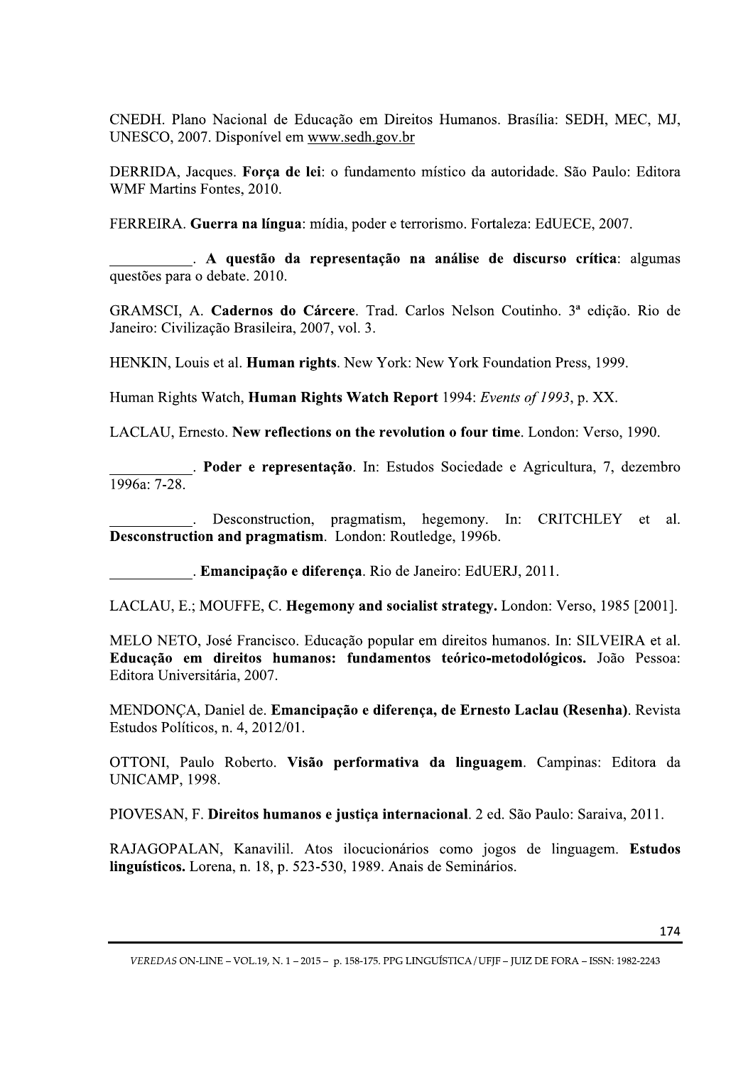CNEDH. Plano Nacional de Educação em Direitos Humanos. Brasília: SEDH, MEC, MJ, UNESCO, 2007. Disponível em www.sedh.gov.br

DERRIDA, Jacques. **Força de lei**: o fundamento místico da autoridade. São Paulo: Editora WMF Martins Fontes, 2010.

FERREIRA. **Guerra na língua**: mídia, poder e terrorismo. Fortaleza: EdUECE, 2007.

___________. **A questão da representação na análise de discurso crítica**: algumas questões para o debate. 2010.

GRAMSCI, A. **Cadernos do Cárcere**. Trad. Carlos Nelson Coutinho. 3ª edição. Rio de Janeiro: Civilização Brasileira, 2007, vol. 3.

HENKIN, Louis et al. **Human rights**. New York: New York Foundation Press, 1999.

Human Rights Watch, **Human Rights Watch Report** 1994: *Events of 1993*, p. XX.

LACLAU, Ernesto. **New reflections on the revolution o four time**. London: Verso, 1990.

___________. **Poder e representação**. In: Estudos Sociedade e Agricultura, 7, dezembro 1996a: 7-28.

___________. Desconstruction, pragmatism, hegemony. In: CRITCHLEY et al. **Desconstruction and pragmatism**. London: Routledge, 1996b.

___________. **Emancipação e diferença**. Rio de Janeiro: EdUERJ, 2011.

LACLAU, E.; MOUFFE, C. **Hegemony and socialist strategy.** London: Verso, 1985 [2001].

MELO NETO, José Francisco. Educação popular em direitos humanos. In: SILVEIRA et al. **Educação em direitos humanos: fundamentos teórico-metodológicos.** João Pessoa: Editora Universitária, 2007.

MENDONÇA, Daniel de. **Emancipação e diferença, de Ernesto Laclau (Resenha)**. Revista Estudos Políticos, n. 4, 2012/01.

OTTONI, Paulo Roberto. **Visão performativa da linguagem**. Campinas: Editora da UNICAMP, 1998.

PIOVESAN, F. **Direitos humanos e justiça internacional**. 2 ed. São Paulo: Saraiva, 2011.

RAJAGOPALAN, Kanavilil. Atos ilocucionários como jogos de linguagem. **Estudos linguísticos.** Lorena, n. 18, p. 523-530, 1989. Anais de Seminários.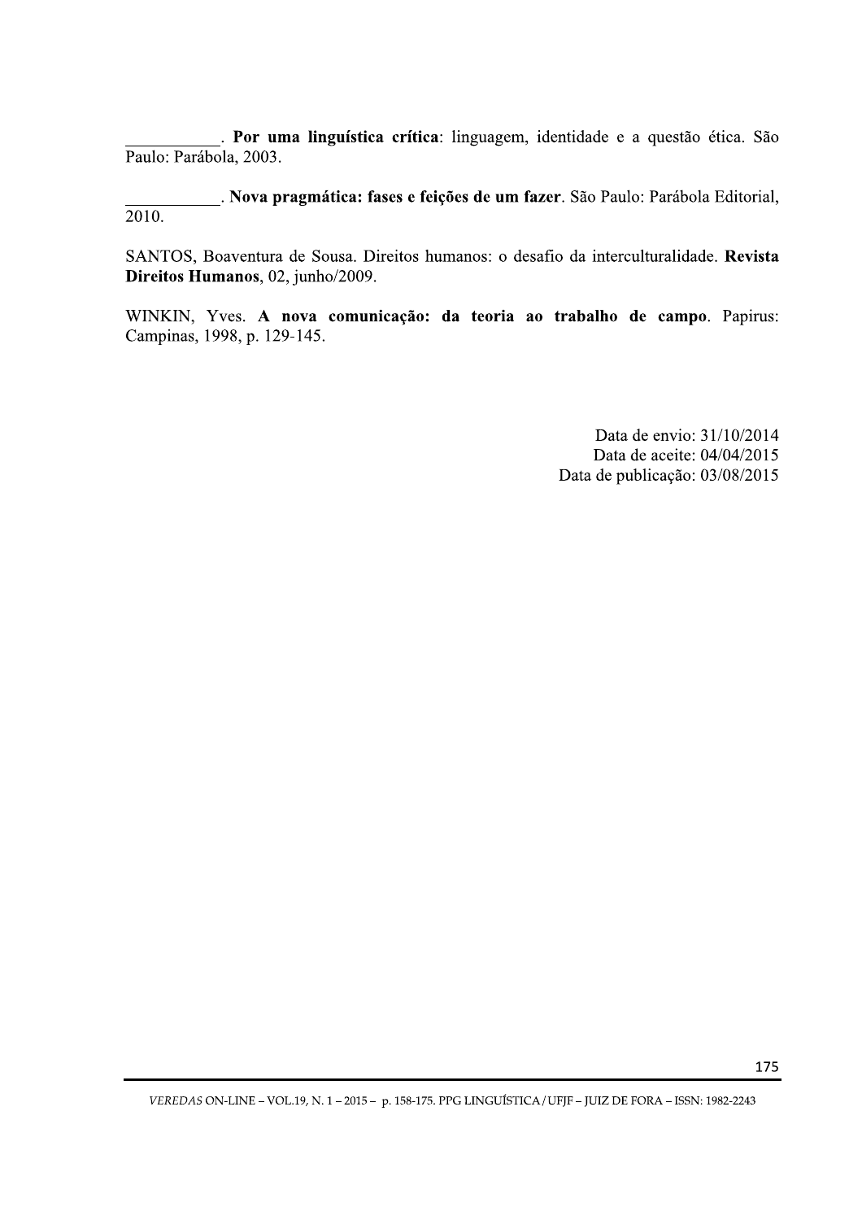___________. **Por uma linguística crítica**: linguagem, identidade e a questão ética. São Paulo: Parábola, 2003.

___________. **Nova pragmática: fases e feições de um fazer**. São Paulo: Parábola Editorial, 2010.

SANTOS, Boaventura de Sousa. Direitos humanos: o desafio da interculturalidade. **Revista Direitos Humanos**, 02, junho/2009.

WINKIN, Yves. **A nova comunicação: da teoria ao trabalho de campo**. Papirus: Campinas, 1998, p. 129-145.

Data de envio: 31/10/2014
Data de aceite: 04/04/2015
Data de publicação: 03/08/2015